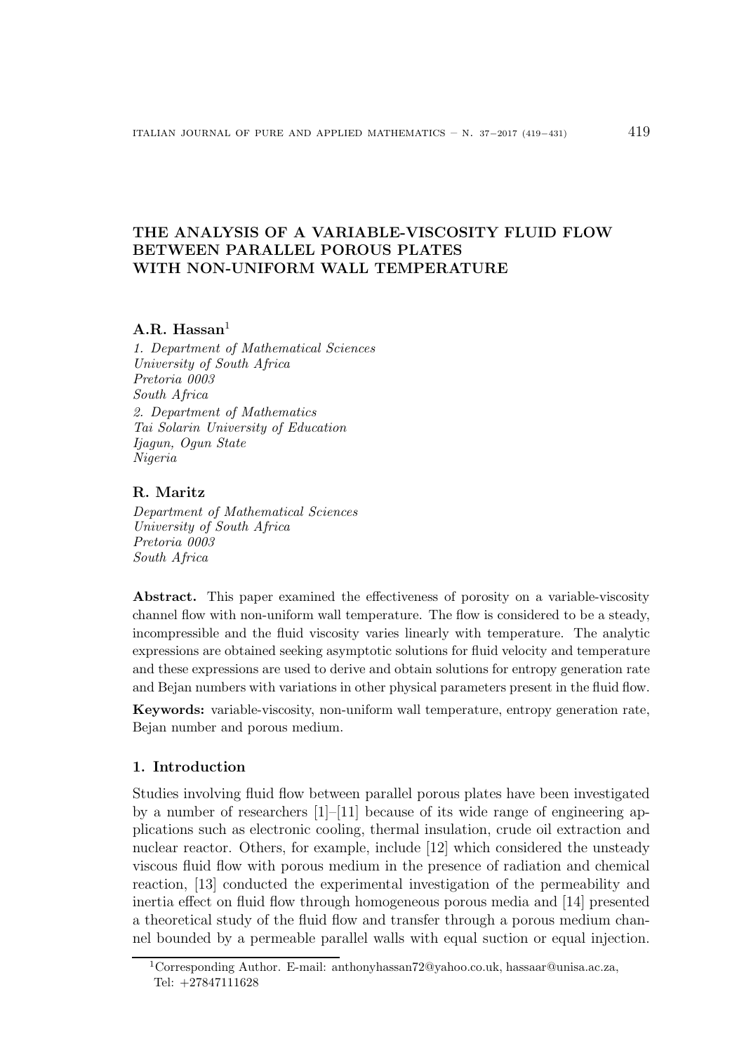# THE ANALYSIS OF A VARIABLE-VISCOSITY FLUID FLOW BETWEEN PARALLEL POROUS PLATES WITH NON-UNIFORM WALL TEMPERATURE

**A.R. Hassan**[1]

*1. Department of Mathematical Sciences*
*University of South Africa*
*Pretoria 0003*
*South Africa*
*2. Department of Mathematics*
*Tai Solarin University of Education*
*Ijagun, Ogun State*
*Nigeria*

**R. Maritz**

*Department of Mathematical Sciences*
*University of South Africa*
*Pretoria 0003*
*South Africa*

**Abstract.** This paper examined the effectiveness of porosity on a variable-viscosity channel flow with non-uniform wall temperature. The flow is considered to be a steady, incompressible and the fluid viscosity varies linearly with temperature. The analytic expressions are obtained seeking asymptotic solutions for fluid velocity and temperature and these expressions are used to derive and obtain solutions for entropy generation rate and Bejan numbers with variations in other physical parameters present in the fluid flow.

**Keywords:** variable-viscosity, non-uniform wall temperature, entropy generation rate, Bejan number and porous medium.

## 1. Introduction

Studies involving fluid flow between parallel porous plates have been investigated by a number of researchers [1]–[11] because of its wide range of engineering applications such as electronic cooling, thermal insulation, crude oil extraction and nuclear reactor. Others, for example, include [12] which considered the unsteady viscous fluid flow with porous medium in the presence of radiation and chemical reaction, [13] conducted the experimental investigation of the permeability and inertia effect on fluid flow through homogeneous porous media and [14] presented a theoretical study of the fluid flow and transfer through a porous medium channel bounded by a permeable parallel walls with equal suction or equal injection.

[1]Corresponding Author. E-mail: anthonyhassan72@yahoo.co.uk, hassaar@unisa.ac.za, Tel: +27847111628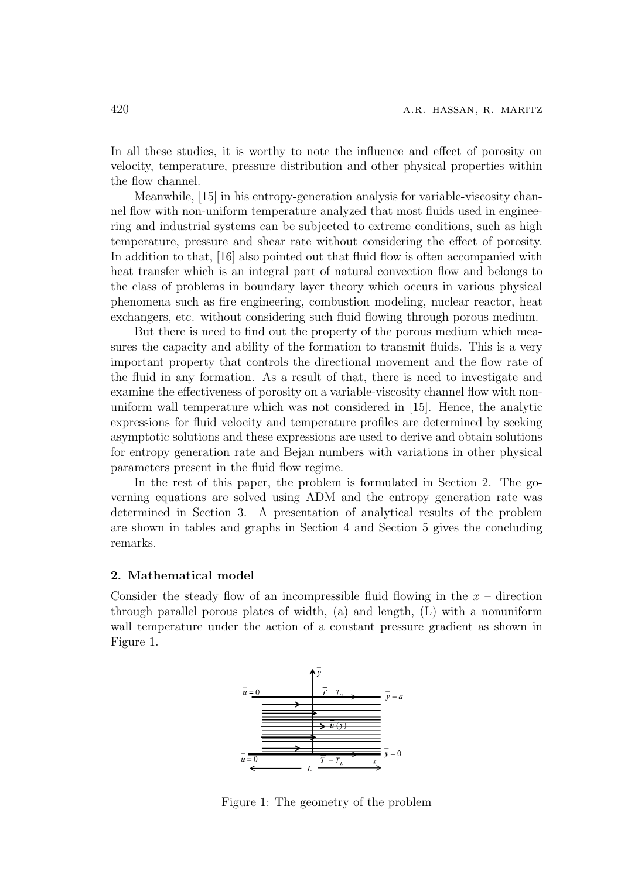In all these studies, it is worthy to note the influence and effect of porosity on velocity, temperature, pressure distribution and other physical properties within the flow channel.

Meanwhile, [15] in his entropy-generation analysis for variable-viscosity channel flow with non-uniform temperature analyzed that most fluids used in engineering and industrial systems can be subjected to extreme conditions, such as high temperature, pressure and shear rate without considering the effect of porosity. In addition to that, [16] also pointed out that fluid flow is often accompanied with heat transfer which is an integral part of natural convection flow and belongs to the class of problems in boundary layer theory which occurs in various physical phenomena such as fire engineering, combustion modeling, nuclear reactor, heat exchangers, etc. without considering such fluid flowing through porous medium.

But there is need to find out the property of the porous medium which measures the capacity and ability of the formation to transmit fluids. This is a very important property that controls the directional movement and the flow rate of the fluid in any formation. As a result of that, there is need to investigate and examine the effectiveness of porosity on a variable-viscosity channel flow with non-uniform wall temperature which was not considered in [15]. Hence, the analytic expressions for fluid velocity and temperature profiles are determined by seeking asymptotic solutions and these expressions are used to derive and obtain solutions for entropy generation rate and Bejan numbers with variations in other physical parameters present in the fluid flow regime.

In the rest of this paper, the problem is formulated in Section 2. The governing equations are solved using ADM and the entropy generation rate was determined in Section 3. A presentation of analytical results of the problem are shown in tables and graphs in Section 4 and Section 5 gives the concluding remarks.

## 2. Mathematical model

Consider the steady flow of an incompressible fluid flowing in the $x$ – direction through parallel porous plates of width, (a) and length, (L) with a nonuniform wall temperature under the action of a constant pressure gradient as shown in Figure 1.

Figure 1: The geometry of the problem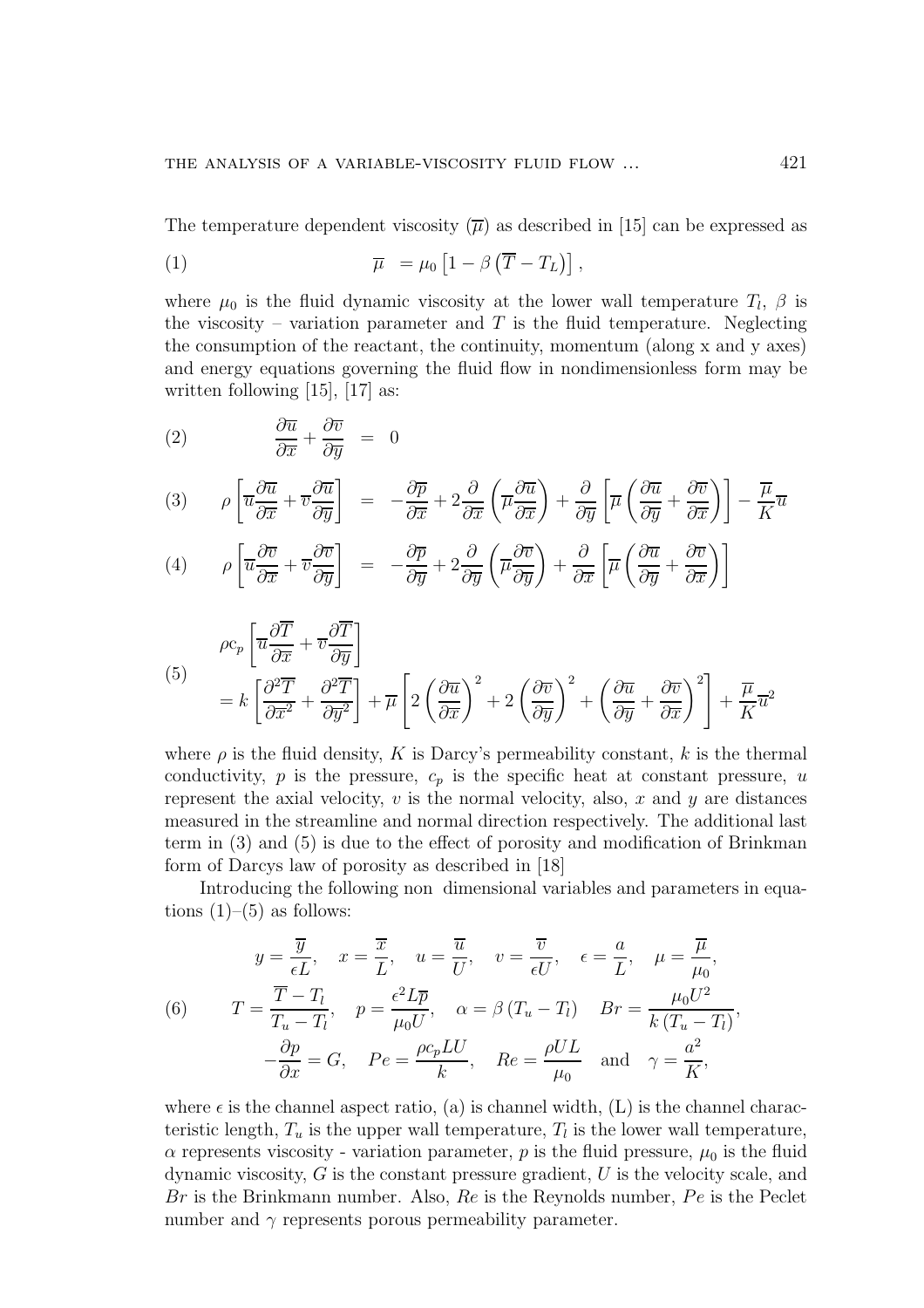The temperature dependent viscosity $(\overline{\mu})$ as described in [15] can be expressed as

$$\overline{\mu} = \mu_0 \left[1 - \beta\left(\overline{T} - T_L\right)\right], \tag{1}$$

where $\mu_0$ is the fluid dynamic viscosity at the lower wall temperature $T_l$, $\beta$ is the viscosity – variation parameter and $T$ is the fluid temperature. Neglecting the consumption of the reactant, the continuity, momentum (along x and y axes) and energy equations governing the fluid flow in nondimensionless form may be written following [15], [17] as:

$$\frac{\partial \overline{u}}{\partial \overline{x}} + \frac{\partial \overline{v}}{\partial \overline{y}} = 0 \tag{2}$$

$$\rho\left[\overline{u}\frac{\partial \overline{u}}{\partial \overline{x}} + \overline{v}\frac{\partial \overline{u}}{\partial \overline{y}}\right] = -\frac{\partial \overline{p}}{\partial \overline{x}} + 2\frac{\partial}{\partial \overline{x}}\left(\overline{\mu}\frac{\partial \overline{u}}{\partial \overline{x}}\right) + \frac{\partial}{\partial \overline{y}}\left[\overline{\mu}\left(\frac{\partial \overline{u}}{\partial \overline{y}} + \frac{\partial \overline{v}}{\partial \overline{x}}\right)\right] - \frac{\overline{\mu}}{K}\overline{u} \tag{3}$$

$$\rho\left[\overline{u}\frac{\partial \overline{v}}{\partial \overline{x}} + \overline{v}\frac{\partial \overline{v}}{\partial \overline{y}}\right] = -\frac{\partial \overline{p}}{\partial \overline{y}} + 2\frac{\partial}{\partial \overline{y}}\left(\overline{\mu}\frac{\partial \overline{v}}{\partial \overline{y}}\right) + \frac{\partial}{\partial \overline{x}}\left[\overline{\mu}\left(\frac{\partial \overline{u}}{\partial \overline{y}} + \frac{\partial \overline{v}}{\partial \overline{x}}\right)\right] \tag{4}$$

$$\begin{aligned} &\rho c_p\left[\overline{u}\frac{\partial \overline{T}}{\partial \overline{x}} + \overline{v}\frac{\partial \overline{T}}{\partial \overline{y}}\right] \\ &= k\left[\frac{\partial^2 \overline{T}}{\partial \overline{x}^2} + \frac{\partial^2 \overline{T}}{\partial \overline{y}^2}\right] + \overline{\mu}\left[2\left(\frac{\partial \overline{u}}{\partial \overline{x}}\right)^2 + 2\left(\frac{\partial \overline{v}}{\partial \overline{y}}\right)^2 + \left(\frac{\partial \overline{u}}{\partial \overline{y}} + \frac{\partial \overline{v}}{\partial \overline{x}}\right)^2\right] + \frac{\overline{\mu}}{K}\overline{u}^2 \end{aligned} \tag{5}$$

where $\rho$ is the fluid density, $K$ is Darcy's permeability constant, $k$ is the thermal conductivity, $p$ is the pressure, $c_p$ is the specific heat at constant pressure, $u$ represent the axial velocity, $v$ is the normal velocity, also, $x$ and $y$ are distances measured in the streamline and normal direction respectively. The additional last term in (3) and (5) is due to the effect of porosity and modification of Brinkman form of Darcys law of porosity as described in [18]

Introducing the following non dimensional variables and parameters in equations (1)–(5) as follows:

$$\begin{gathered} y = \frac{\overline{y}}{\epsilon L}, \quad x = \frac{\overline{x}}{L}, \quad u = \frac{\overline{u}}{U}, \quad v = \frac{\overline{v}}{\epsilon U}, \quad \epsilon = \frac{a}{L}, \quad \mu = \frac{\overline{\mu}}{\mu_0}, \\ T = \frac{\overline{T} - T_l}{T_u - T_l}, \quad p = \frac{\epsilon^2 L \overline{p}}{\mu_0 U}, \quad \alpha = \beta\left(T_u - T_l\right) \quad Br = \frac{\mu_0 U^2}{k\left(T_u - T_l\right)}, \\ -\frac{\partial p}{\partial x} = G, \quad Pe = \frac{\rho c_p L U}{k}, \quad Re = \frac{\rho U L}{\mu_0} \quad \text{and} \quad \gamma = \frac{a^2}{K}, \end{gathered} \tag{6}$$

where $\epsilon$ is the channel aspect ratio, (a) is channel width, (L) is the channel characteristic length, $T_u$ is the upper wall temperature, $T_l$ is the lower wall temperature, $\alpha$ represents viscosity - variation parameter, $p$ is the fluid pressure, $\mu_0$ is the fluid dynamic viscosity, $G$ is the constant pressure gradient, $U$ is the velocity scale, and $Br$ is the Brinkmann number. Also, $Re$ is the Reynolds number, $Pe$ is the Peclet number and $\gamma$ represents porous permeability parameter.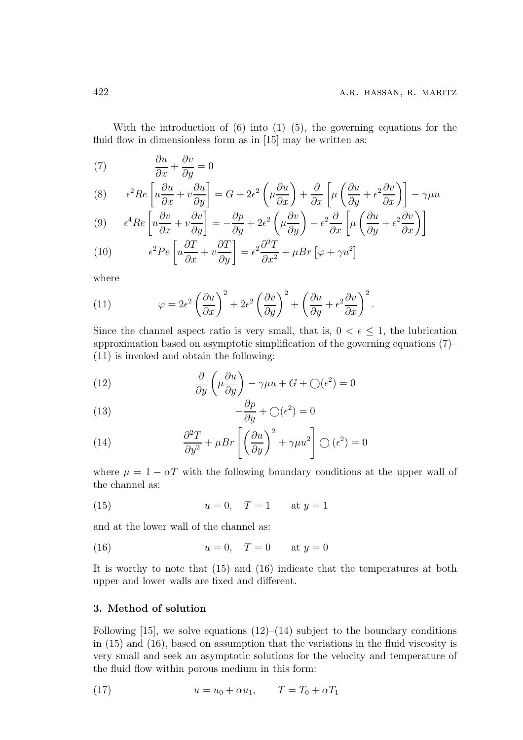With the introduction of (6) into (1)–(5), the governing equations for the fluid flow in dimensionless form as in [15] may be written as:

$$\frac{\partial u}{\partial x} + \frac{\partial v}{\partial y} = 0 \tag{7}$$

$$\epsilon^2 Re\left[u\frac{\partial u}{\partial x} + v\frac{\partial u}{\partial y}\right] = G + 2\epsilon^2\left(\mu\frac{\partial u}{\partial x}\right) + \frac{\partial}{\partial x}\left[\mu\left(\frac{\partial u}{\partial y} + \epsilon^2\frac{\partial v}{\partial x}\right)\right] - \gamma\mu u \tag{8}$$

$$\epsilon^4 Re\left[u\frac{\partial v}{\partial x} + v\frac{\partial v}{\partial y}\right] = -\frac{\partial p}{\partial y} + 2\epsilon^2\left(\mu\frac{\partial v}{\partial y}\right) + \epsilon^2\frac{\partial}{\partial x}\left[\mu\left(\frac{\partial u}{\partial y} + \epsilon^2\frac{\partial v}{\partial x}\right)\right] \tag{9}$$

$$\epsilon^2 Pe\left[u\frac{\partial T}{\partial x} + v\frac{\partial T}{\partial y}\right] = \epsilon^2\frac{\partial^2 T}{\partial x^2} + \mu Br\left[\varphi + \gamma u^2\right] \tag{10}$$

where

$$\varphi = 2\epsilon^2\left(\frac{\partial u}{\partial x}\right)^2 + 2\epsilon^2\left(\frac{\partial v}{\partial y}\right)^2 + \left(\frac{\partial u}{\partial y} + \epsilon^2\frac{\partial v}{\partial x}\right)^2. \tag{11}$$

Since the channel aspect ratio is very small, that is, $0 < \epsilon \leq 1$, the lubrication approximation based on asymptotic simplification of the governing equations (7)–(11) is invoked and obtain the following:

$$\frac{\partial}{\partial y}\left(\mu\frac{\partial u}{\partial y}\right) - \gamma\mu u + G + \bigcirc(\epsilon^2) = 0 \tag{12}$$

$$-\frac{\partial p}{\partial y} + \bigcirc(\epsilon^2) = 0 \tag{13}$$

$$\frac{\partial^2 T}{\partial y^2} + \mu Br\left[\left(\frac{\partial u}{\partial y}\right)^2 + \gamma\mu u^2\right]\bigcirc(\epsilon^2) = 0 \tag{14}$$

where $\mu = 1 - \alpha T$ with the following boundary conditions at the upper wall of the channel as:

$$u = 0, \quad T = 1 \qquad \text{at } y = 1 \tag{15}$$

and at the lower wall of the channel as:

$$u = 0, \quad T = 0 \qquad \text{at } y = 0 \tag{16}$$

It is worthy to note that (15) and (16) indicate that the temperatures at both upper and lower walls are fixed and different.

## 3. Method of solution

Following [15], we solve equations (12)–(14) subject to the boundary conditions in (15) and (16), based on assumption that the variations in the fluid viscosity is very small and seek an asymptotic solutions for the velocity and temperature of the fluid flow within porous medium in this form:

$$u = u_0 + \alpha u_1, \qquad T = T_0 + \alpha T_1 \tag{17}$$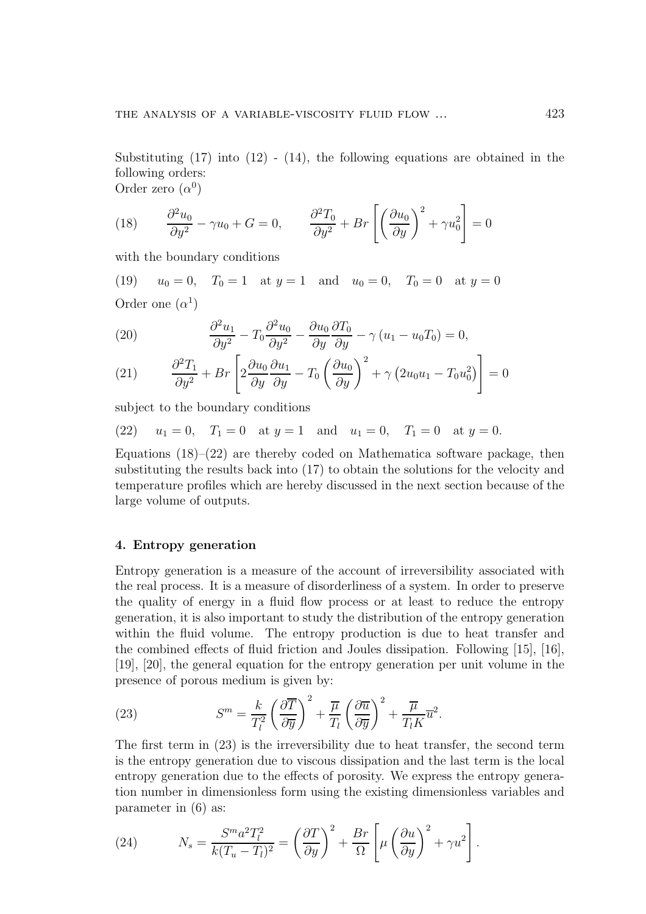Substituting (17) into (12) - (14), the following equations are obtained in the following orders:
Order zero ($\alpha^0$)

$$\frac{\partial^2 u_0}{\partial y^2} - \gamma u_0 + G = 0, \qquad \frac{\partial^2 T_0}{\partial y^2} + Br\left[\left(\frac{\partial u_0}{\partial y}\right)^2 + \gamma u_0^2\right] = 0 \tag{18}$$

with the boundary conditions

$$u_0 = 0, \quad T_0 = 1 \quad \text{at } y = 1 \quad \text{and} \quad u_0 = 0, \quad T_0 = 0 \quad \text{at } y = 0 \tag{19}$$

Order one ($\alpha^1$)

$$\frac{\partial^2 u_1}{\partial y^2} - T_0 \frac{\partial^2 u_0}{\partial y^2} - \frac{\partial u_0}{\partial y}\frac{\partial T_0}{\partial y} - \gamma\left(u_1 - u_0 T_0\right) = 0, \tag{20}$$

$$\frac{\partial^2 T_1}{\partial y^2} + Br\left[2\frac{\partial u_0}{\partial y}\frac{\partial u_1}{\partial y} - T_0\left(\frac{\partial u_0}{\partial y}\right)^2 + \gamma\left(2u_0 u_1 - T_0 u_0^2\right)\right] = 0 \tag{21}$$

subject to the boundary conditions

$$u_1 = 0, \quad T_1 = 0 \quad \text{at } y = 1 \quad \text{and} \quad u_1 = 0, \quad T_1 = 0 \quad \text{at } y = 0. \tag{22}$$

Equations (18)–(22) are thereby coded on Mathematica software package, then substituting the results back into (17) to obtain the solutions for the velocity and temperature profiles which are hereby discussed in the next section because of the large volume of outputs.

## 4. Entropy generation

Entropy generation is a measure of the account of irreversibility associated with the real process. It is a measure of disorderliness of a system. In order to preserve the quality of energy in a fluid flow process or at least to reduce the entropy generation, it is also important to study the distribution of the entropy generation within the fluid volume. The entropy production is due to heat transfer and the combined effects of fluid friction and Joules dissipation. Following [15], [16], [19], [20], the general equation for the entropy generation per unit volume in the presence of porous medium is given by:

$$S^m = \frac{k}{T_l^2}\left(\frac{\partial \overline{T}}{\partial \overline{y}}\right)^2 + \frac{\overline{\mu}}{T_l}\left(\frac{\partial \overline{u}}{\partial \overline{y}}\right)^2 + \frac{\overline{\mu}}{T_l K}\overline{u}^2. \tag{23}$$

The first term in (23) is the irreversibility due to heat transfer, the second term is the entropy generation due to viscous dissipation and the last term is the local entropy generation due to the effects of porosity. We express the entropy generation number in dimensionless form using the existing dimensionless variables and parameter in (6) as:

$$N_s = \frac{S^m a^2 T_l^2}{k(T_u - T_l)^2} = \left(\frac{\partial T}{\partial y}\right)^2 + \frac{Br}{\Omega}\left[\mu\left(\frac{\partial u}{\partial y}\right)^2 + \gamma u^2\right]. \tag{24}$$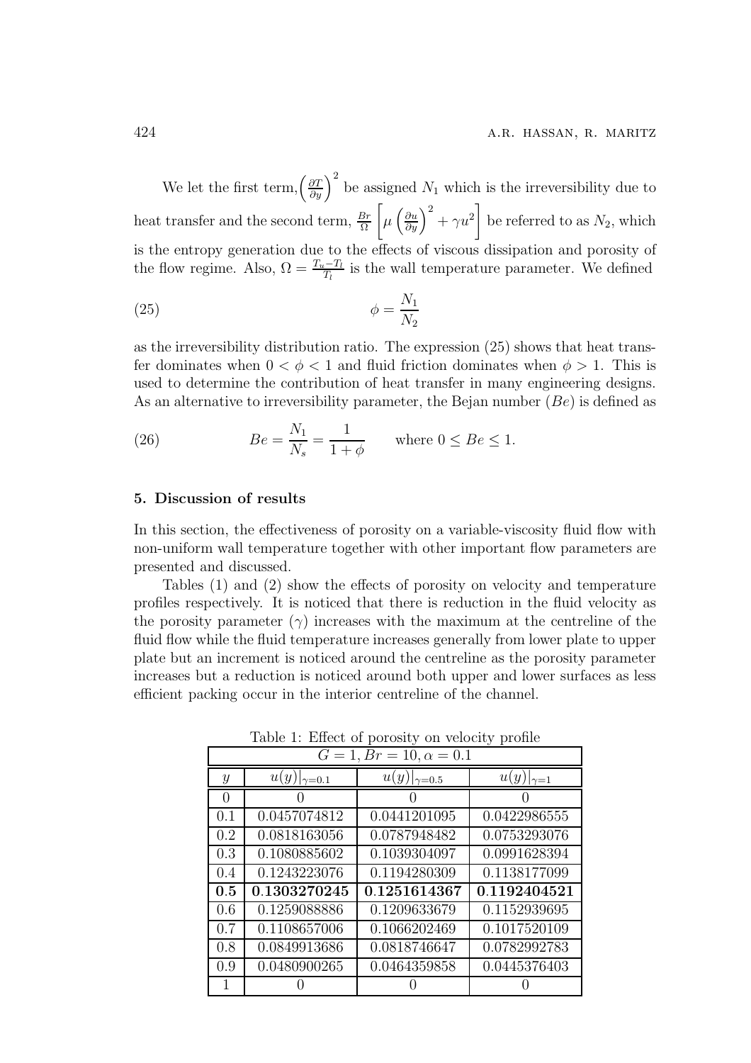We let the first term, $\left(\frac{\partial T}{\partial y}\right)^2$ be assigned $N_1$ which is the irreversibility due to heat transfer and the second term, $\frac{Br}{\Omega}\left[\mu\left(\frac{\partial u}{\partial y}\right)^2 + \gamma u^2\right]$ be referred to as $N_2$, which is the entropy generation due to the effects of viscous dissipation and porosity of the flow regime. Also, $\Omega = \frac{T_u - T_l}{T_l}$ is the wall temperature parameter. We defined

$$\phi = \frac{N_1}{N_2} \tag{25}$$

as the irreversibility distribution ratio. The expression (25) shows that heat transfer dominates when $0 < \phi < 1$ and fluid friction dominates when $\phi > 1$. This is used to determine the contribution of heat transfer in many engineering designs. As an alternative to irreversibility parameter, the Bejan number ($Be$) is defined as

$$Be = \frac{N_1}{N_s} = \frac{1}{1+\phi} \qquad \text{where } 0 \leq Be \leq 1. \tag{26}$$

## 5. Discussion of results

In this section, the effectiveness of porosity on a variable-viscosity fluid flow with non-uniform wall temperature together with other important flow parameters are presented and discussed.

Tables (1) and (2) show the effects of porosity on velocity and temperature profiles respectively. It is noticed that there is reduction in the fluid velocity as the porosity parameter ($\gamma$) increases with the maximum at the centreline of the fluid flow while the fluid temperature increases generally from lower plate to upper plate but an increment is noticed around the centreline as the porosity parameter increases but a reduction is noticed around both upper and lower surfaces as less efficient packing occur in the interior centreline of the channel.

Table 1: Effect of porosity on velocity profile

| $G = 1, Br = 10, \alpha = 0.1$ | | | |
|---|---|---|---|
| $y$ | $u(y)\vert_{\gamma=0.1}$ | $u(y)\vert_{\gamma=0.5}$ | $u(y)\vert_{\gamma=1}$ |
| 0 | 0 | 0 | 0 |
| 0.1 | 0.0457074812 | 0.0441201095 | 0.0422986555 |
| 0.2 | 0.0818163056 | 0.0787948482 | 0.0753293076 |
| 0.3 | 0.1080885602 | 0.1039304097 | 0.0991628394 |
| 0.4 | 0.1243223076 | 0.1194280309 | 0.1138177099 |
| **0.5** | **0.1303270245** | **0.1251614367** | **0.1192404521** |
| 0.6 | 0.1259088886 | 0.1209633679 | 0.1152939695 |
| 0.7 | 0.1108657006 | 0.1066202469 | 0.1017520109 |
| 0.8 | 0.0849913686 | 0.0818746647 | 0.0782992783 |
| 0.9 | 0.0480900265 | 0.0464359858 | 0.0445376403 |
| 1 | 0 | 0 | 0 |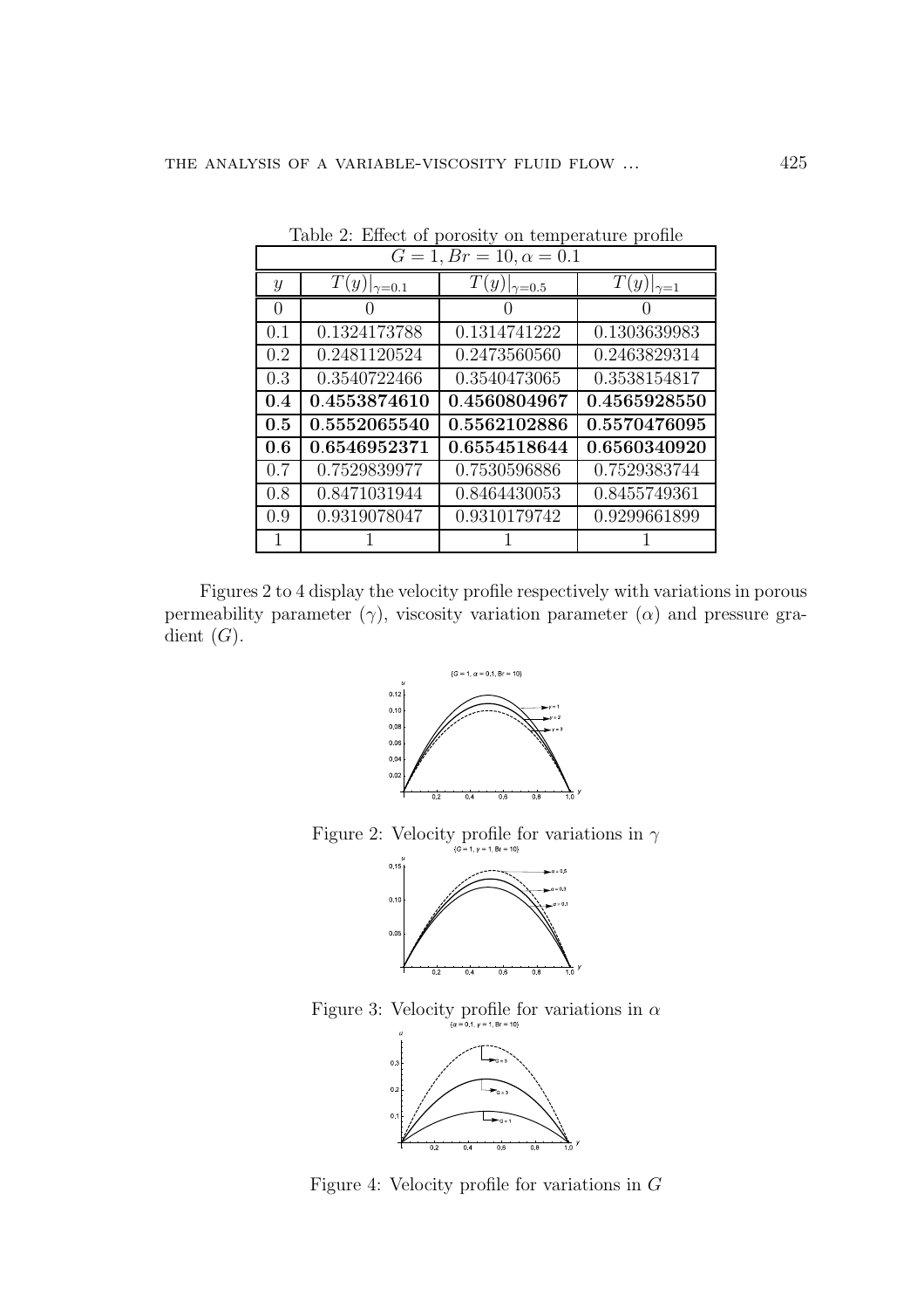Table 2: Effect of porosity on temperature profile

| $G = 1, Br = 10, \alpha = 0.1$ | | | |
|---|---|---|---|
| $y$ | $T(y)\|_{\gamma=0.1}$ | $T(y)\|_{\gamma=0.5}$ | $T(y)\|_{\gamma=1}$ |
| 0 | 0 | 0 | 0 |
| 0.1 | 0.1324173788 | 0.1314741222 | 0.1303639983 |
| 0.2 | 0.2481120524 | 0.2473560560 | 0.2463829314 |
| 0.3 | 0.3540722466 | 0.3540473065 | 0.3538154817 |
| **0.4** | **0.4553874610** | **0.4560804967** | **0.4565928550** |
| **0.5** | **0.5552065540** | **0.5562102886** | **0.5570476095** |
| **0.6** | **0.6546952371** | **0.6554518644** | **0.6560340920** |
| 0.7 | 0.7529839977 | 0.7530596886 | 0.7529383744 |
| 0.8 | 0.8471031944 | 0.8464430053 | 0.8455749361 |
| 0.9 | 0.9319078047 | 0.9310179742 | 0.9299661899 |
| 1 | 1 | 1 | 1 |

Figures 2 to 4 display the velocity profile respectively with variations in porous permeability parameter ($\gamma$), viscosity variation parameter ($\alpha$) and pressure gradient ($G$).

Figure 2: Velocity profile for variations in $\gamma$

Figure 3: Velocity profile for variations in $\alpha$

Figure 4: Velocity profile for variations in $G$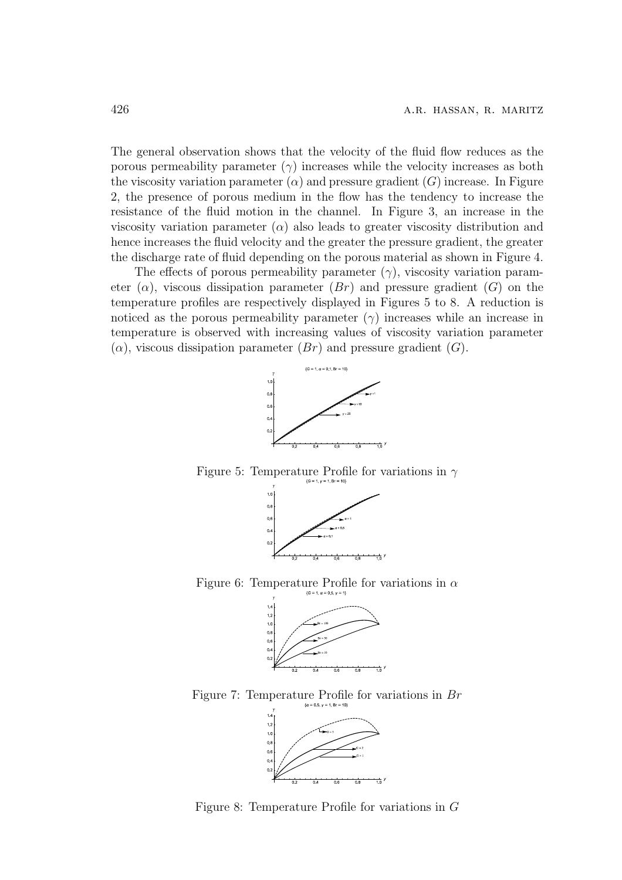The general observation shows that the velocity of the fluid flow reduces as the porous permeability parameter ($\gamma$) increases while the velocity increases as both the viscosity variation parameter ($\alpha$) and pressure gradient ($G$) increase. In Figure 2, the presence of porous medium in the flow has the tendency to increase the resistance of the fluid motion in the channel. In Figure 3, an increase in the viscosity variation parameter ($\alpha$) also leads to greater viscosity distribution and hence increases the fluid velocity and the greater the pressure gradient, the greater the discharge rate of fluid depending on the porous material as shown in Figure 4.

The effects of porous permeability parameter ($\gamma$), viscosity variation parameter ($\alpha$), viscous dissipation parameter ($Br$) and pressure gradient ($G$) on the temperature profiles are respectively displayed in Figures 5 to 8. A reduction is noticed as the porous permeability parameter ($\gamma$) increases while an increase in temperature is observed with increasing values of viscosity variation parameter ($\alpha$), viscous dissipation parameter ($Br$) and pressure gradient ($G$).

Figure 5: Temperature Profile for variations in $\gamma$

Figure 6: Temperature Profile for variations in $\alpha$

Figure 7: Temperature Profile for variations in $Br$

Figure 8: Temperature Profile for variations in $G$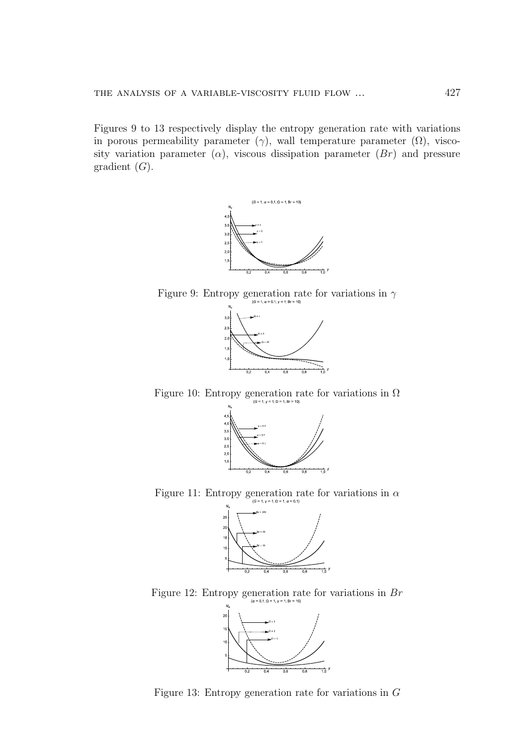Figures 9 to 13 respectively display the entropy generation rate with variations in porous permeability parameter ($\gamma$), wall temperature parameter ($\Omega$), viscosity variation parameter ($\alpha$), viscous dissipation parameter ($Br$) and pressure gradient ($G$).

Figure 9: Entropy generation rate for variations in $\gamma$

Figure 10: Entropy generation rate for variations in $\Omega$

Figure 11: Entropy generation rate for variations in $\alpha$

Figure 12: Entropy generation rate for variations in $Br$

Figure 13: Entropy generation rate for variations in $G$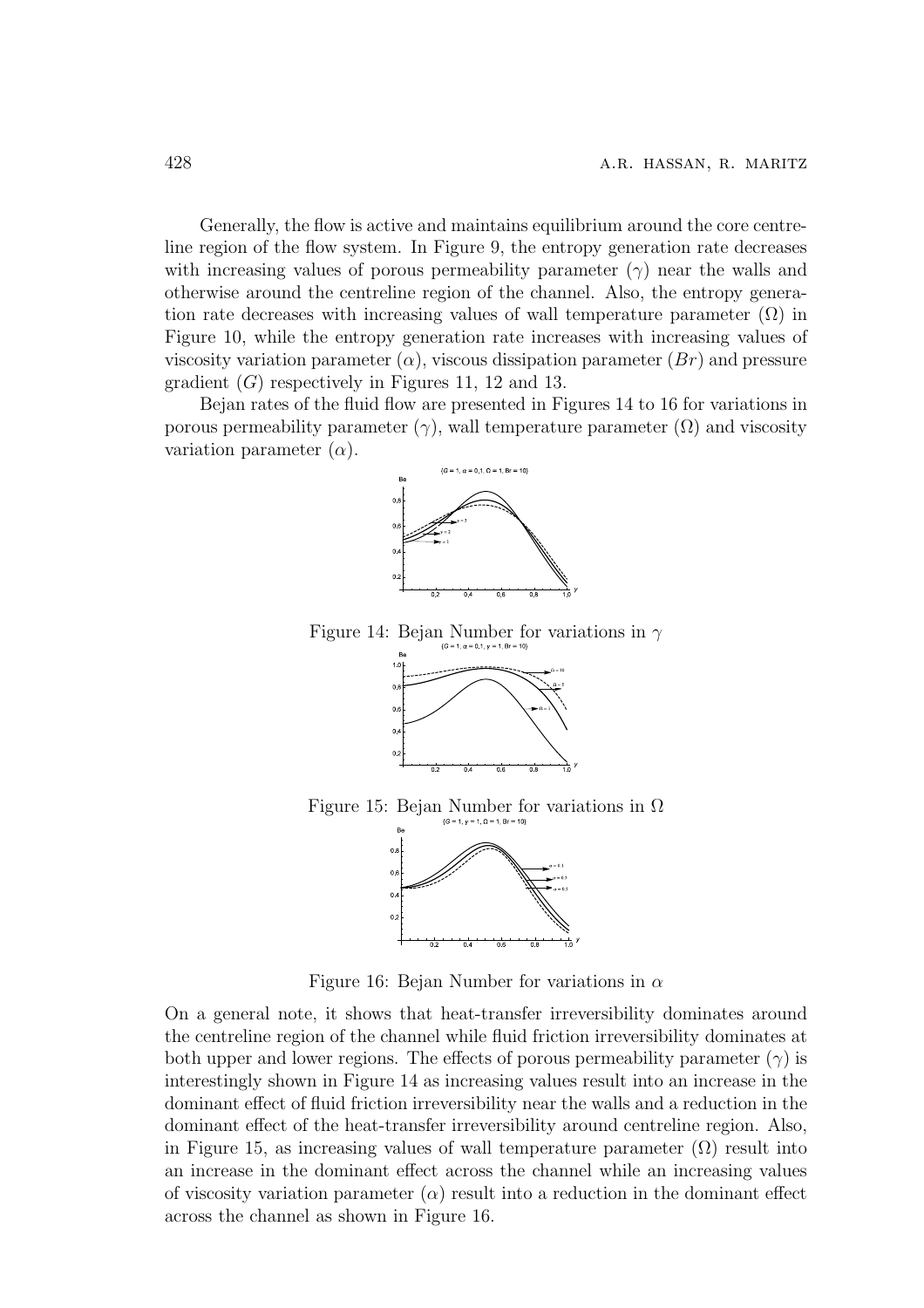Generally, the flow is active and maintains equilibrium around the core centreline region of the flow system. In Figure 9, the entropy generation rate decreases with increasing values of porous permeability parameter ($\gamma$) near the walls and otherwise around the centreline region of the channel. Also, the entropy generation rate decreases with increasing values of wall temperature parameter ($\Omega$) in Figure 10, while the entropy generation rate increases with increasing values of viscosity variation parameter ($\alpha$), viscous dissipation parameter ($Br$) and pressure gradient ($G$) respectively in Figures 11, 12 and 13.

Bejan rates of the fluid flow are presented in Figures 14 to 16 for variations in porous permeability parameter ($\gamma$), wall temperature parameter ($\Omega$) and viscosity variation parameter ($\alpha$).

Figure 14: Bejan Number for variations in $\gamma$

Figure 15: Bejan Number for variations in $\Omega$

Figure 16: Bejan Number for variations in $\alpha$

On a general note, it shows that heat-transfer irreversibility dominates around the centreline region of the channel while fluid friction irreversibility dominates at both upper and lower regions. The effects of porous permeability parameter ($\gamma$) is interestingly shown in Figure 14 as increasing values result into an increase in the dominant effect of fluid friction irreversibility near the walls and a reduction in the dominant effect of the heat-transfer irreversibility around centreline region. Also, in Figure 15, as increasing values of wall temperature parameter ($\Omega$) result into an increase in the dominant effect across the channel while an increasing values of viscosity variation parameter ($\alpha$) result into a reduction in the dominant effect across the channel as shown in Figure 16.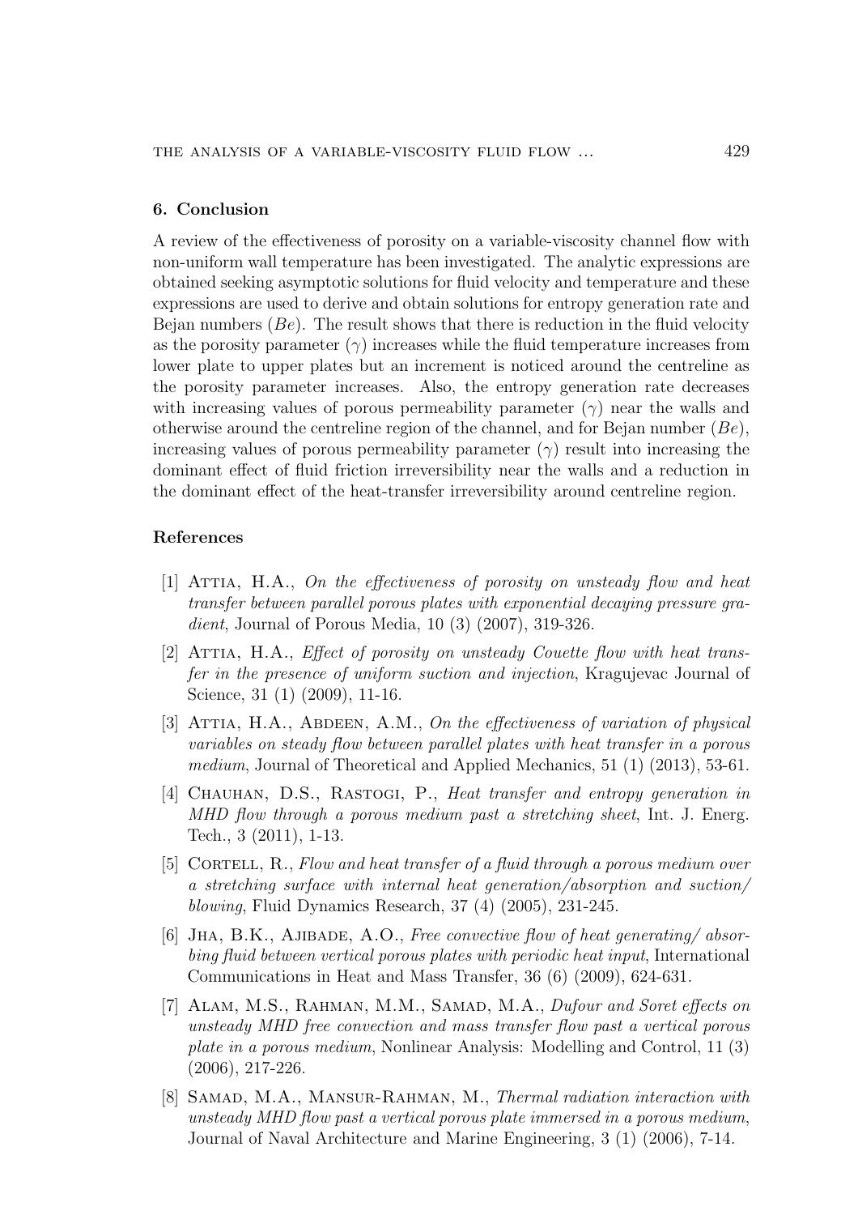## 6. Conclusion

A review of the effectiveness of porosity on a variable-viscosity channel flow with non-uniform wall temperature has been investigated. The analytic expressions are obtained seeking asymptotic solutions for fluid velocity and temperature and these expressions are used to derive and obtain solutions for entropy generation rate and Bejan numbers ($Be$). The result shows that there is reduction in the fluid velocity as the porosity parameter ($\gamma$) increases while the fluid temperature increases from lower plate to upper plates but an increment is noticed around the centreline as the porosity parameter increases. Also, the entropy generation rate decreases with increasing values of porous permeability parameter ($\gamma$) near the walls and otherwise around the centreline region of the channel, and for Bejan number ($Be$), increasing values of porous permeability parameter ($\gamma$) result into increasing the dominant effect of fluid friction irreversibility near the walls and a reduction in the dominant effect of the heat-transfer irreversibility around centreline region.

## References

[1] Attia, H.A., *On the effectiveness of porosity on unsteady flow and heat transfer between parallel porous plates with exponential decaying pressure gradient*, Journal of Porous Media, 10 (3) (2007), 319-326.

[2] Attia, H.A., *Effect of porosity on unsteady Couette flow with heat transfer in the presence of uniform suction and injection*, Kragujevac Journal of Science, 31 (1) (2009), 11-16.

[3] Attia, H.A., Abdeen, A.M., *On the effectiveness of variation of physical variables on steady flow between parallel plates with heat transfer in a porous medium*, Journal of Theoretical and Applied Mechanics, 51 (1) (2013), 53-61.

[4] Chauhan, D.S., Rastogi, P., *Heat transfer and entropy generation in MHD flow through a porous medium past a stretching sheet*, Int. J. Energ. Tech., 3 (2011), 1-13.

[5] Cortell, R., *Flow and heat transfer of a fluid through a porous medium over a stretching surface with internal heat generation/absorption and suction/ blowing*, Fluid Dynamics Research, 37 (4) (2005), 231-245.

[6] Jha, B.K., Ajibade, A.O., *Free convective flow of heat generating/ absorbing fluid between vertical porous plates with periodic heat input*, International Communications in Heat and Mass Transfer, 36 (6) (2009), 624-631.

[7] Alam, M.S., Rahman, M.M., Samad, M.A., *Dufour and Soret effects on unsteady MHD free convection and mass transfer flow past a vertical porous plate in a porous medium*, Nonlinear Analysis: Modelling and Control, 11 (3) (2006), 217-226.

[8] Samad, M.A., Mansur-Rahman, M., *Thermal radiation interaction with unsteady MHD flow past a vertical porous plate immersed in a porous medium*, Journal of Naval Architecture and Marine Engineering, 3 (1) (2006), 7-14.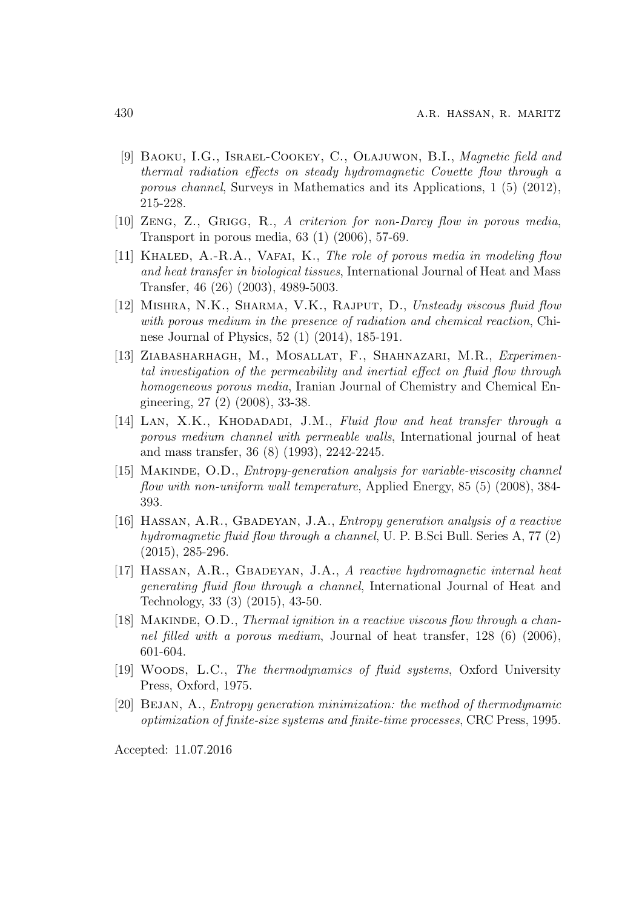[9] Baoku, I.G., Israel-Cookey, C., Olajuwon, B.I., *Magnetic field and thermal radiation effects on steady hydromagnetic Couette flow through a porous channel*, Surveys in Mathematics and its Applications, 1 (5) (2012), 215-228.

[10] Zeng, Z., Grigg, R., *A criterion for non-Darcy flow in porous media*, Transport in porous media, 63 (1) (2006), 57-69.

[11] Khaled, A.-R.A., Vafai, K., *The role of porous media in modeling flow and heat transfer in biological tissues*, International Journal of Heat and Mass Transfer, 46 (26) (2003), 4989-5003.

[12] Mishra, N.K., Sharma, V.K., Rajput, D., *Unsteady viscous fluid flow with porous medium in the presence of radiation and chemical reaction*, Chinese Journal of Physics, 52 (1) (2014), 185-191.

[13] Ziabasharhagh, M., Mosallat, F., Shahnazari, M.R., *Experimental investigation of the permeability and inertial effect on fluid flow through homogeneous porous media*, Iranian Journal of Chemistry and Chemical Engineering, 27 (2) (2008), 33-38.

[14] Lan, X.K., Khodadadi, J.M., *Fluid flow and heat transfer through a porous medium channel with permeable walls*, International journal of heat and mass transfer, 36 (8) (1993), 2242-2245.

[15] Makinde, O.D., *Entropy-generation analysis for variable-viscosity channel flow with non-uniform wall temperature*, Applied Energy, 85 (5) (2008), 384-393.

[16] Hassan, A.R., Gbadeyan, J.A., *Entropy generation analysis of a reactive hydromagnetic fluid flow through a channel*, U. P. B.Sci Bull. Series A, 77 (2) (2015), 285-296.

[17] Hassan, A.R., Gbadeyan, J.A., *A reactive hydromagnetic internal heat generating fluid flow through a channel*, International Journal of Heat and Technology, 33 (3) (2015), 43-50.

[18] Makinde, O.D., *Thermal ignition in a reactive viscous flow through a channel filled with a porous medium*, Journal of heat transfer, 128 (6) (2006), 601-604.

[19] Woods, L.C., *The thermodynamics of fluid systems*, Oxford University Press, Oxford, 1975.

[20] Bejan, A., *Entropy generation minimization: the method of thermodynamic optimization of finite-size systems and finite-time processes*, CRC Press, 1995.

Accepted: 11.07.2016